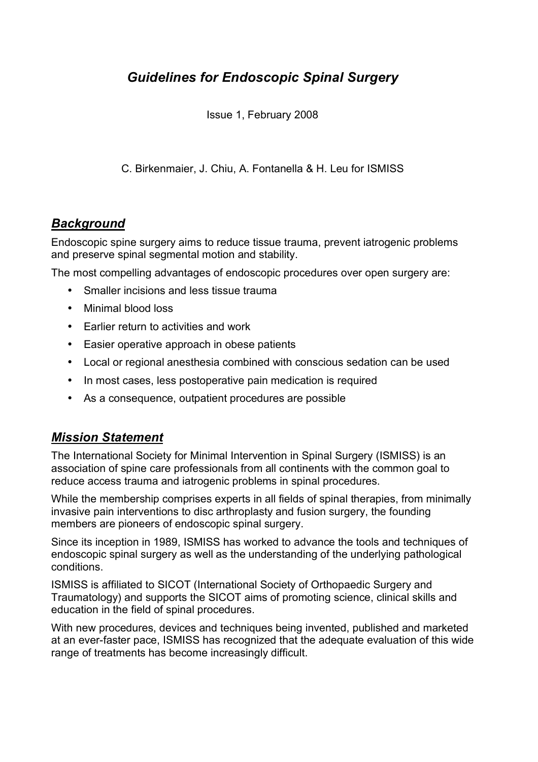# *Guidelines for Endoscopic Spinal Surgery*

Issue 1, February 2008

C. Birkenmaier, J. Chiu, A. Fontanella & H. Leu for ISMISS

## ***Background***

Endoscopic spine surgery aims to reduce tissue trauma, prevent iatrogenic problems and preserve spinal segmental motion and stability.

The most compelling advantages of endoscopic procedures over open surgery are:

- Smaller incisions and less tissue trauma
- Minimal blood loss
- Earlier return to activities and work
- Easier operative approach in obese patients
- Local or regional anesthesia combined with conscious sedation can be used
- In most cases, less postoperative pain medication is required
- As a consequence, outpatient procedures are possible

## ***Mission Statement***

The International Society for Minimal Intervention in Spinal Surgery (ISMISS) is an association of spine care professionals from all continents with the common goal to reduce access trauma and iatrogenic problems in spinal procedures.

While the membership comprises experts in all fields of spinal therapies, from minimally invasive pain interventions to disc arthroplasty and fusion surgery, the founding members are pioneers of endoscopic spinal surgery.

Since its inception in 1989, ISMISS has worked to advance the tools and techniques of endoscopic spinal surgery as well as the understanding of the underlying pathological conditions.

ISMISS is affiliated to SICOT (International Society of Orthopaedic Surgery and Traumatology) and supports the SICOT aims of promoting science, clinical skills and education in the field of spinal procedures.

With new procedures, devices and techniques being invented, published and marketed at an ever-faster pace, ISMISS has recognized that the adequate evaluation of this wide range of treatments has become increasingly difficult.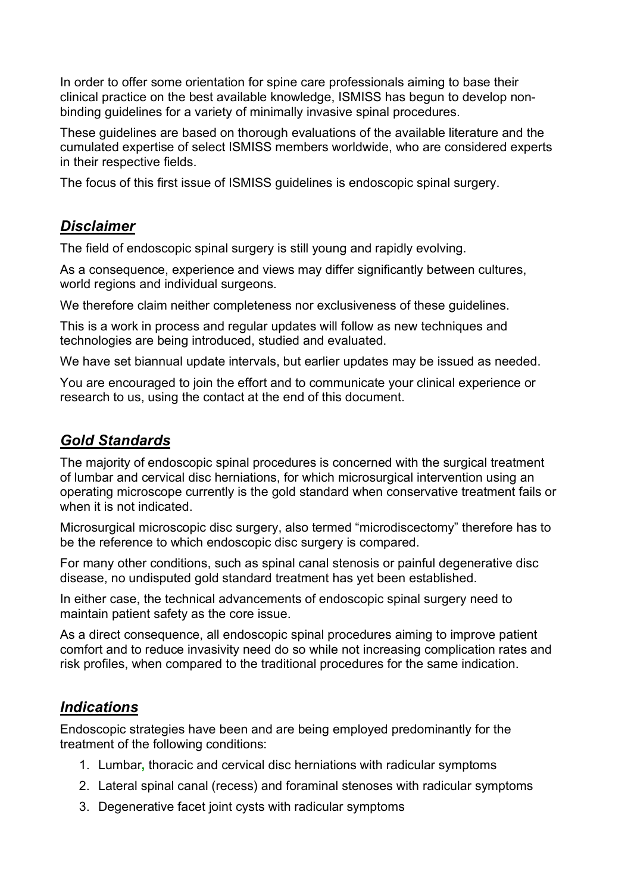In order to offer some orientation for spine care professionals aiming to base their clinical practice on the best available knowledge, ISMISS has begun to develop non-binding guidelines for a variety of minimally invasive spinal procedures.

These guidelines are based on thorough evaluations of the available literature and the cumulated expertise of select ISMISS members worldwide, who are considered experts in their respective fields.

The focus of this first issue of ISMISS guidelines is endoscopic spinal surgery.

## ***Disclaimer***

The field of endoscopic spinal surgery is still young and rapidly evolving.

As a consequence, experience and views may differ significantly between cultures, world regions and individual surgeons.

We therefore claim neither completeness nor exclusiveness of these guidelines.

This is a work in process and regular updates will follow as new techniques and technologies are being introduced, studied and evaluated.

We have set biannual update intervals, but earlier updates may be issued as needed.

You are encouraged to join the effort and to communicate your clinical experience or research to us, using the contact at the end of this document.

## ***Gold Standards***

The majority of endoscopic spinal procedures is concerned with the surgical treatment of lumbar and cervical disc herniations, for which microsurgical intervention using an operating microscope currently is the gold standard when conservative treatment fails or when it is not indicated.

Microsurgical microscopic disc surgery, also termed "microdiscectomy" therefore has to be the reference to which endoscopic disc surgery is compared.

For many other conditions, such as spinal canal stenosis or painful degenerative disc disease, no undisputed gold standard treatment has yet been established.

In either case, the technical advancements of endoscopic spinal surgery need to maintain patient safety as the core issue.

As a direct consequence, all endoscopic spinal procedures aiming to improve patient comfort and to reduce invasivity need do so while not increasing complication rates and risk profiles, when compared to the traditional procedures for the same indication.

## ***Indications***

Endoscopic strategies have been and are being employed predominantly for the treatment of the following conditions:

1. Lumbar, thoracic and cervical disc herniations with radicular symptoms
2. Lateral spinal canal (recess) and foraminal stenoses with radicular symptoms
3. Degenerative facet joint cysts with radicular symptoms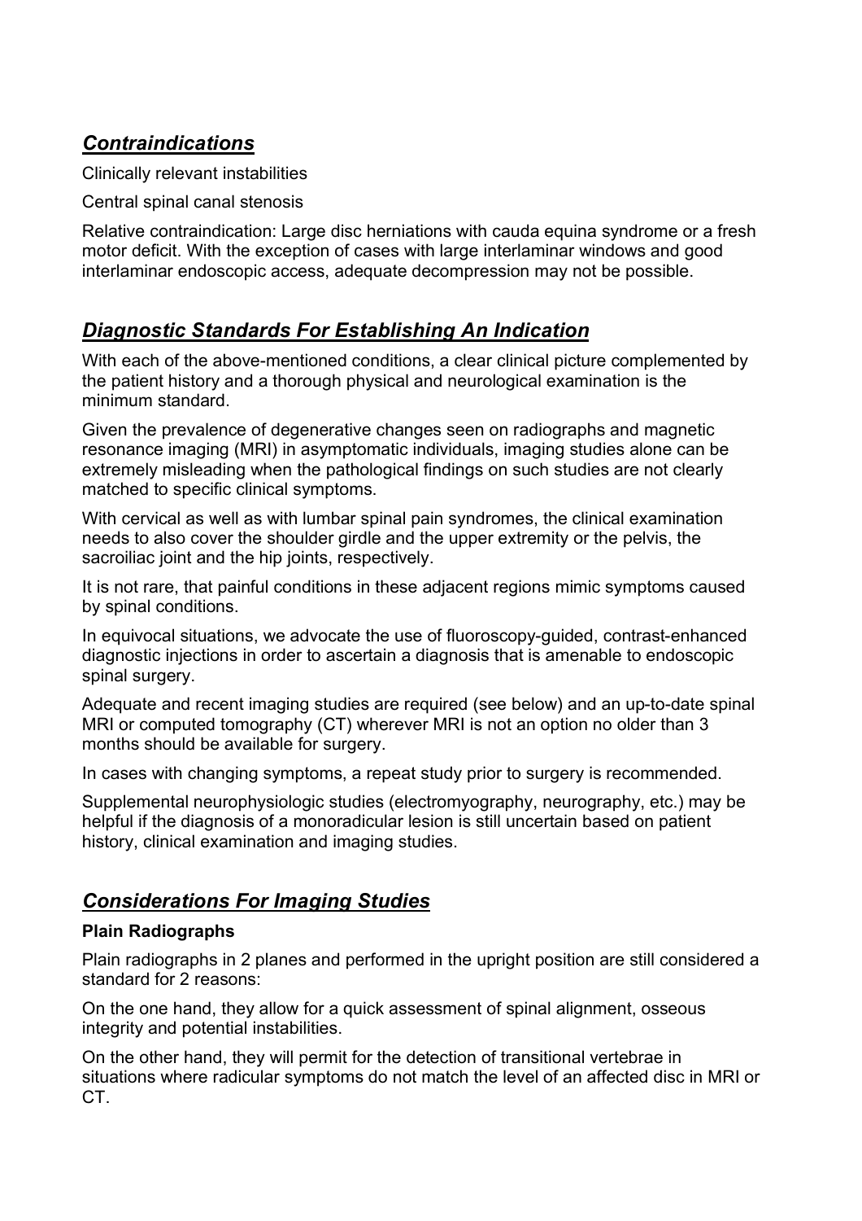## *Contraindications*

Clinically relevant instabilities

Central spinal canal stenosis

Relative contraindication: Large disc herniations with cauda equina syndrome or a fresh motor deficit. With the exception of cases with large interlaminar windows and good interlaminar endoscopic access, adequate decompression may not be possible.

## *Diagnostic Standards For Establishing An Indication*

With each of the above-mentioned conditions, a clear clinical picture complemented by the patient history and a thorough physical and neurological examination is the minimum standard.

Given the prevalence of degenerative changes seen on radiographs and magnetic resonance imaging (MRI) in asymptomatic individuals, imaging studies alone can be extremely misleading when the pathological findings on such studies are not clearly matched to specific clinical symptoms.

With cervical as well as with lumbar spinal pain syndromes, the clinical examination needs to also cover the shoulder girdle and the upper extremity or the pelvis, the sacroiliac joint and the hip joints, respectively.

It is not rare, that painful conditions in these adjacent regions mimic symptoms caused by spinal conditions.

In equivocal situations, we advocate the use of fluoroscopy-guided, contrast-enhanced diagnostic injections in order to ascertain a diagnosis that is amenable to endoscopic spinal surgery.

Adequate and recent imaging studies are required (see below) and an up-to-date spinal MRI or computed tomography (CT) wherever MRI is not an option no older than 3 months should be available for surgery.

In cases with changing symptoms, a repeat study prior to surgery is recommended.

Supplemental neurophysiologic studies (electromyography, neurography, etc.) may be helpful if the diagnosis of a monoradicular lesion is still uncertain based on patient history, clinical examination and imaging studies.

## *Considerations For Imaging Studies*

**Plain Radiographs**

Plain radiographs in 2 planes and performed in the upright position are still considered a standard for 2 reasons:

On the one hand, they allow for a quick assessment of spinal alignment, osseous integrity and potential instabilities.

On the other hand, they will permit for the detection of transitional vertebrae in situations where radicular symptoms do not match the level of an affected disc in MRI or CT.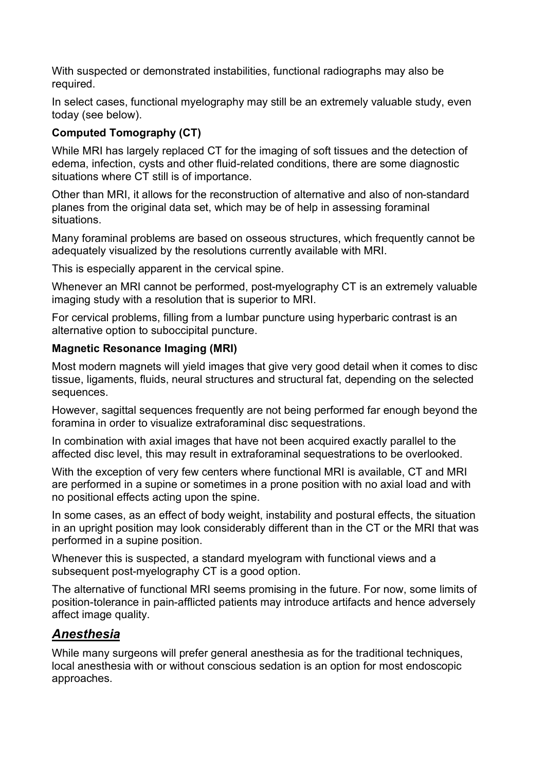With suspected or demonstrated instabilities, functional radiographs may also be required.

In select cases, functional myelography may still be an extremely valuable study, even today (see below).

**Computed Tomography (CT)**

While MRI has largely replaced CT for the imaging of soft tissues and the detection of edema, infection, cysts and other fluid-related conditions, there are some diagnostic situations where CT still is of importance.

Other than MRI, it allows for the reconstruction of alternative and also of non-standard planes from the original data set, which may be of help in assessing foraminal situations.

Many foraminal problems are based on osseous structures, which frequently cannot be adequately visualized by the resolutions currently available with MRI.

This is especially apparent in the cervical spine.

Whenever an MRI cannot be performed, post-myelography CT is an extremely valuable imaging study with a resolution that is superior to MRI.

For cervical problems, filling from a lumbar puncture using hyperbaric contrast is an alternative option to suboccipital puncture.

**Magnetic Resonance Imaging (MRI)**

Most modern magnets will yield images that give very good detail when it comes to disc tissue, ligaments, fluids, neural structures and structural fat, depending on the selected sequences.

However, sagittal sequences frequently are not being performed far enough beyond the foramina in order to visualize extraforaminal disc sequestrations.

In combination with axial images that have not been acquired exactly parallel to the affected disc level, this may result in extraforaminal sequestrations to be overlooked.

With the exception of very few centers where functional MRI is available, CT and MRI are performed in a supine or sometimes in a prone position with no axial load and with no positional effects acting upon the spine.

In some cases, as an effect of body weight, instability and postural effects, the situation in an upright position may look considerably different than in the CT or the MRI that was performed in a supine position.

Whenever this is suspected, a standard myelogram with functional views and a subsequent post-myelography CT is a good option.

The alternative of functional MRI seems promising in the future. For now, some limits of position-tolerance in pain-afflicted patients may introduce artifacts and hence adversely affect image quality.

## ***Anesthesia***

While many surgeons will prefer general anesthesia as for the traditional techniques, local anesthesia with or without conscious sedation is an option for most endoscopic approaches.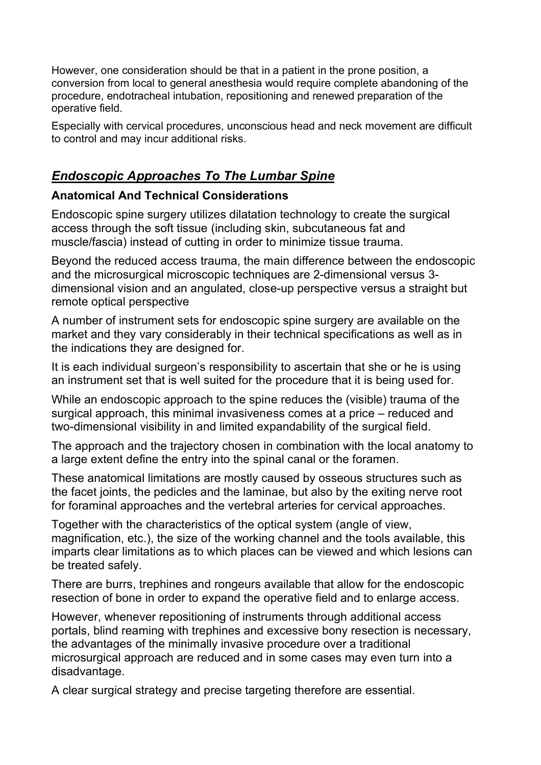However, one consideration should be that in a patient in the prone position, a conversion from local to general anesthesia would require complete abandoning of the procedure, endotracheal intubation, repositioning and renewed preparation of the operative field.

Especially with cervical procedures, unconscious head and neck movement are difficult to control and may incur additional risks.

## ***Endoscopic Approaches To The Lumbar Spine***

### **Anatomical And Technical Considerations**

Endoscopic spine surgery utilizes dilatation technology to create the surgical access through the soft tissue (including skin, subcutaneous fat and muscle/fascia) instead of cutting in order to minimize tissue trauma.

Beyond the reduced access trauma, the main difference between the endoscopic and the microsurgical microscopic techniques are 2-dimensional versus 3-dimensional vision and an angulated, close-up perspective versus a straight but remote optical perspective

A number of instrument sets for endoscopic spine surgery are available on the market and they vary considerably in their technical specifications as well as in the indications they are designed for.

It is each individual surgeon's responsibility to ascertain that she or he is using an instrument set that is well suited for the procedure that it is being used for.

While an endoscopic approach to the spine reduces the (visible) trauma of the surgical approach, this minimal invasiveness comes at a price – reduced and two-dimensional visibility in and limited expandability of the surgical field.

The approach and the trajectory chosen in combination with the local anatomy to a large extent define the entry into the spinal canal or the foramen.

These anatomical limitations are mostly caused by osseous structures such as the facet joints, the pedicles and the laminae, but also by the exiting nerve root for foraminal approaches and the vertebral arteries for cervical approaches.

Together with the characteristics of the optical system (angle of view, magnification, etc.), the size of the working channel and the tools available, this imparts clear limitations as to which places can be viewed and which lesions can be treated safely.

There are burrs, trephines and rongeurs available that allow for the endoscopic resection of bone in order to expand the operative field and to enlarge access.

However, whenever repositioning of instruments through additional access portals, blind reaming with trephines and excessive bony resection is necessary, the advantages of the minimally invasive procedure over a traditional microsurgical approach are reduced and in some cases may even turn into a disadvantage.

A clear surgical strategy and precise targeting therefore are essential.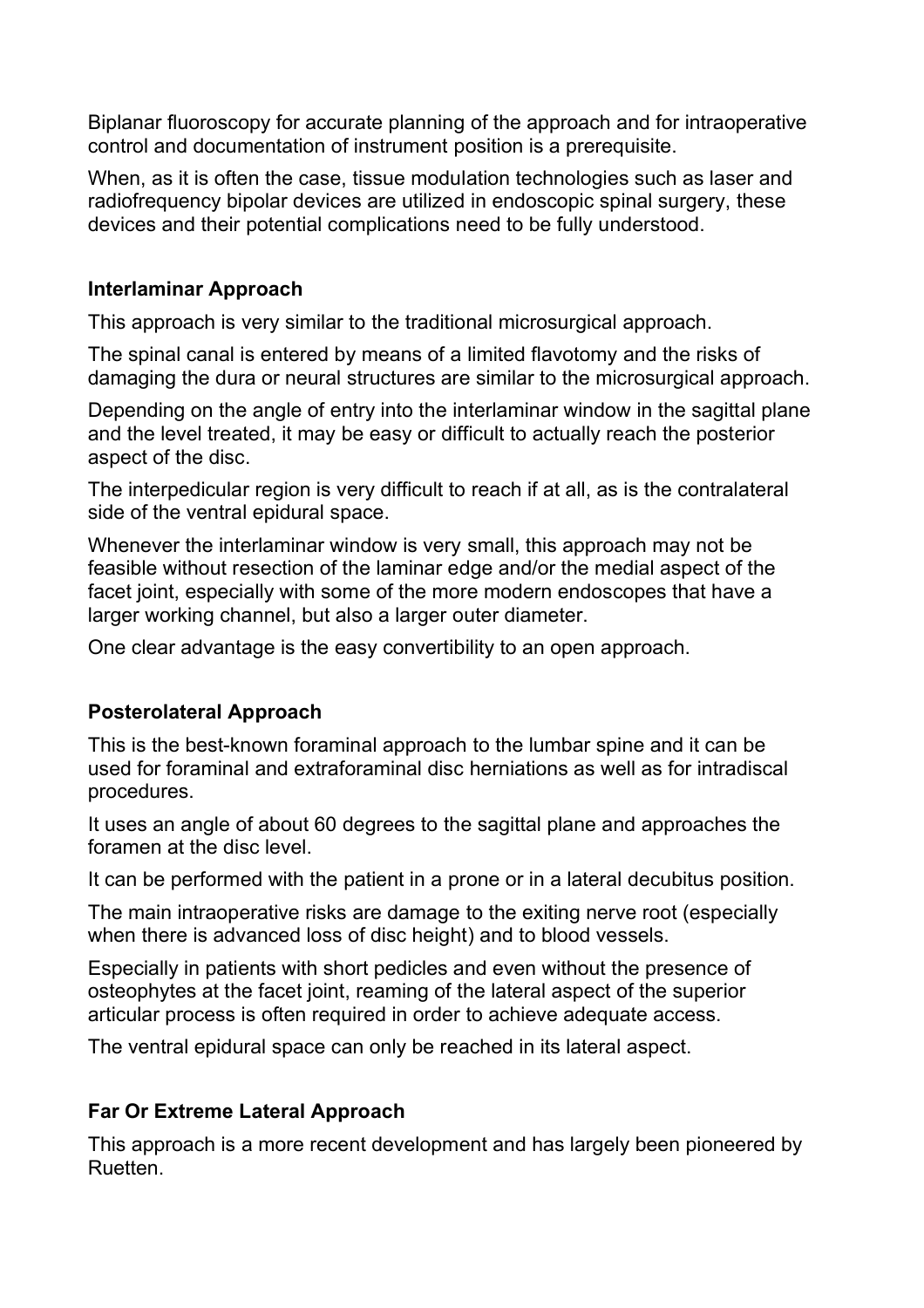Biplanar fluoroscopy for accurate planning of the approach and for intraoperative control and documentation of instrument position is a prerequisite.

When, as it is often the case, tissue modulation technologies such as laser and radiofrequency bipolar devices are utilized in endoscopic spinal surgery, these devices and their potential complications need to be fully understood.

### Interlaminar Approach

This approach is very similar to the traditional microsurgical approach.

The spinal canal is entered by means of a limited flavotomy and the risks of damaging the dura or neural structures are similar to the microsurgical approach.

Depending on the angle of entry into the interlaminar window in the sagittal plane and the level treated, it may be easy or difficult to actually reach the posterior aspect of the disc.

The interpedicular region is very difficult to reach if at all, as is the contralateral side of the ventral epidural space.

Whenever the interlaminar window is very small, this approach may not be feasible without resection of the laminar edge and/or the medial aspect of the facet joint, especially with some of the more modern endoscopes that have a larger working channel, but also a larger outer diameter.

One clear advantage is the easy convertibility to an open approach.

### Posterolateral Approach

This is the best-known foraminal approach to the lumbar spine and it can be used for foraminal and extraforaminal disc herniations as well as for intradiscal procedures.

It uses an angle of about 60 degrees to the sagittal plane and approaches the foramen at the disc level.

It can be performed with the patient in a prone or in a lateral decubitus position.

The main intraoperative risks are damage to the exiting nerve root (especially when there is advanced loss of disc height) and to blood vessels.

Especially in patients with short pedicles and even without the presence of osteophytes at the facet joint, reaming of the lateral aspect of the superior articular process is often required in order to achieve adequate access.

The ventral epidural space can only be reached in its lateral aspect.

### Far Or Extreme Lateral Approach

This approach is a more recent development and has largely been pioneered by Ruetten.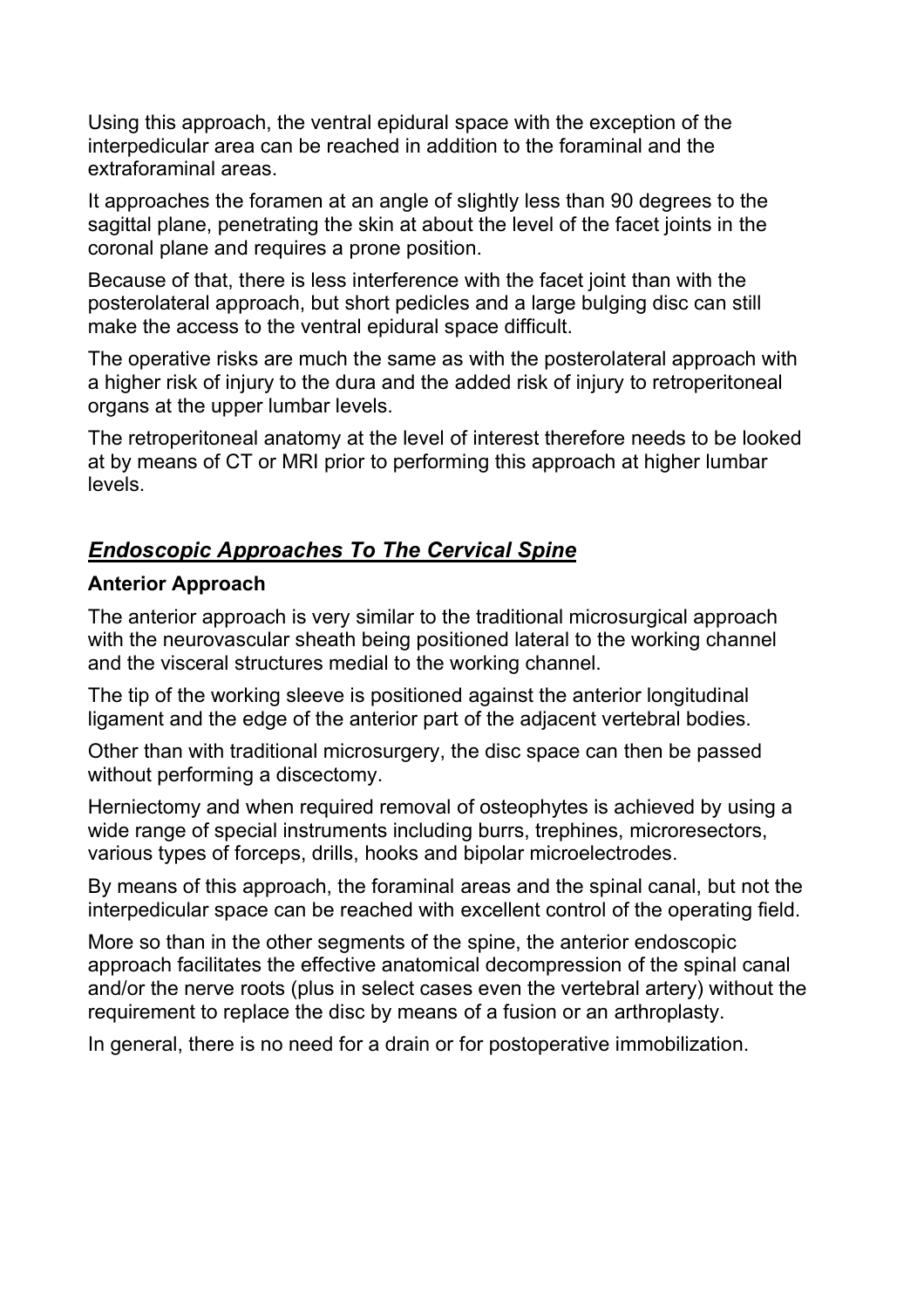Using this approach, the ventral epidural space with the exception of the interpedicular area can be reached in addition to the foraminal and the extraforaminal areas.

It approaches the foramen at an angle of slightly less than 90 degrees to the sagittal plane, penetrating the skin at about the level of the facet joints in the coronal plane and requires a prone position.

Because of that, there is less interference with the facet joint than with the posterolateral approach, but short pedicles and a large bulging disc can still make the access to the ventral epidural space difficult.

The operative risks are much the same as with the posterolateral approach with a higher risk of injury to the dura and the added risk of injury to retroperitoneal organs at the upper lumbar levels.

The retroperitoneal anatomy at the level of interest therefore needs to be looked at by means of CT or MRI prior to performing this approach at higher lumbar levels.

## ***Endoscopic Approaches To The Cervical Spine***

### **Anterior Approach**

The anterior approach is very similar to the traditional microsurgical approach with the neurovascular sheath being positioned lateral to the working channel and the visceral structures medial to the working channel.

The tip of the working sleeve is positioned against the anterior longitudinal ligament and the edge of the anterior part of the adjacent vertebral bodies.

Other than with traditional microsurgery, the disc space can then be passed without performing a discectomy.

Herniectomy and when required removal of osteophytes is achieved by using a wide range of special instruments including burrs, trephines, microresectors, various types of forceps, drills, hooks and bipolar microelectrodes.

By means of this approach, the foraminal areas and the spinal canal, but not the interpedicular space can be reached with excellent control of the operating field.

More so than in the other segments of the spine, the anterior endoscopic approach facilitates the effective anatomical decompression of the spinal canal and/or the nerve roots (plus in select cases even the vertebral artery) without the requirement to replace the disc by means of a fusion or an arthroplasty.

In general, there is no need for a drain or for postoperative immobilization.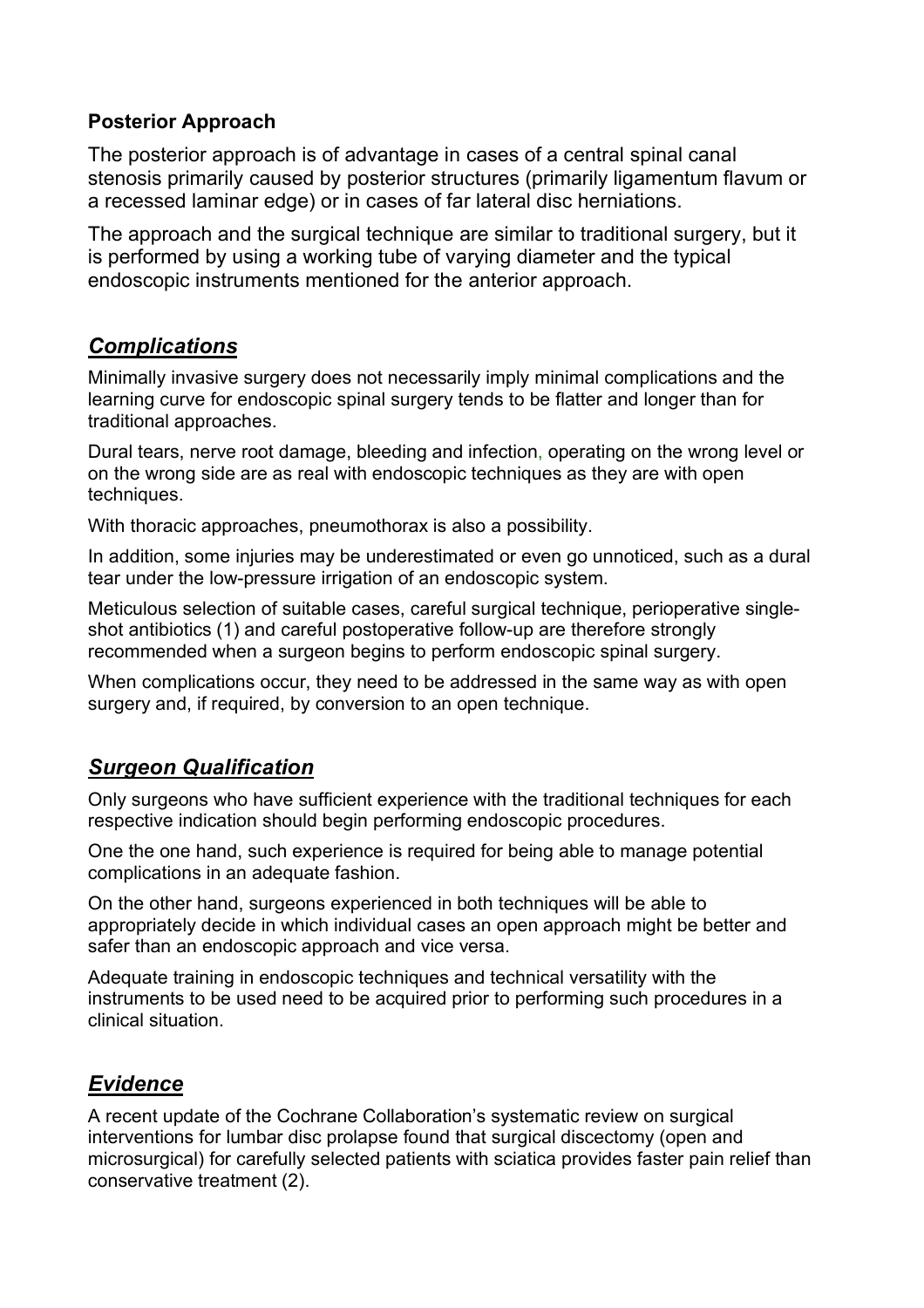**Posterior Approach**

The posterior approach is of advantage in cases of a central spinal canal stenosis primarily caused by posterior structures (primarily ligamentum flavum or a recessed laminar edge) or in cases of far lateral disc herniations.

The approach and the surgical technique are similar to traditional surgery, but it is performed by using a working tube of varying diameter and the typical endoscopic instruments mentioned for the anterior approach.

## ***Complications***

Minimally invasive surgery does not necessarily imply minimal complications and the learning curve for endoscopic spinal surgery tends to be flatter and longer than for traditional approaches.

Dural tears, nerve root damage, bleeding and infection, operating on the wrong level or on the wrong side are as real with endoscopic techniques as they are with open techniques.

With thoracic approaches, pneumothorax is also a possibility.

In addition, some injuries may be underestimated or even go unnoticed, such as a dural tear under the low-pressure irrigation of an endoscopic system.

Meticulous selection of suitable cases, careful surgical technique, perioperative single-shot antibiotics (1) and careful postoperative follow-up are therefore strongly recommended when a surgeon begins to perform endoscopic spinal surgery.

When complications occur, they need to be addressed in the same way as with open surgery and, if required, by conversion to an open technique.

## ***Surgeon Qualification***

Only surgeons who have sufficient experience with the traditional techniques for each respective indication should begin performing endoscopic procedures.

One the one hand, such experience is required for being able to manage potential complications in an adequate fashion.

On the other hand, surgeons experienced in both techniques will be able to appropriately decide in which individual cases an open approach might be better and safer than an endoscopic approach and vice versa.

Adequate training in endoscopic techniques and technical versatility with the instruments to be used need to be acquired prior to performing such procedures in a clinical situation.

## ***Evidence***

A recent update of the Cochrane Collaboration's systematic review on surgical interventions for lumbar disc prolapse found that surgical discectomy (open and microsurgical) for carefully selected patients with sciatica provides faster pain relief than conservative treatment (2).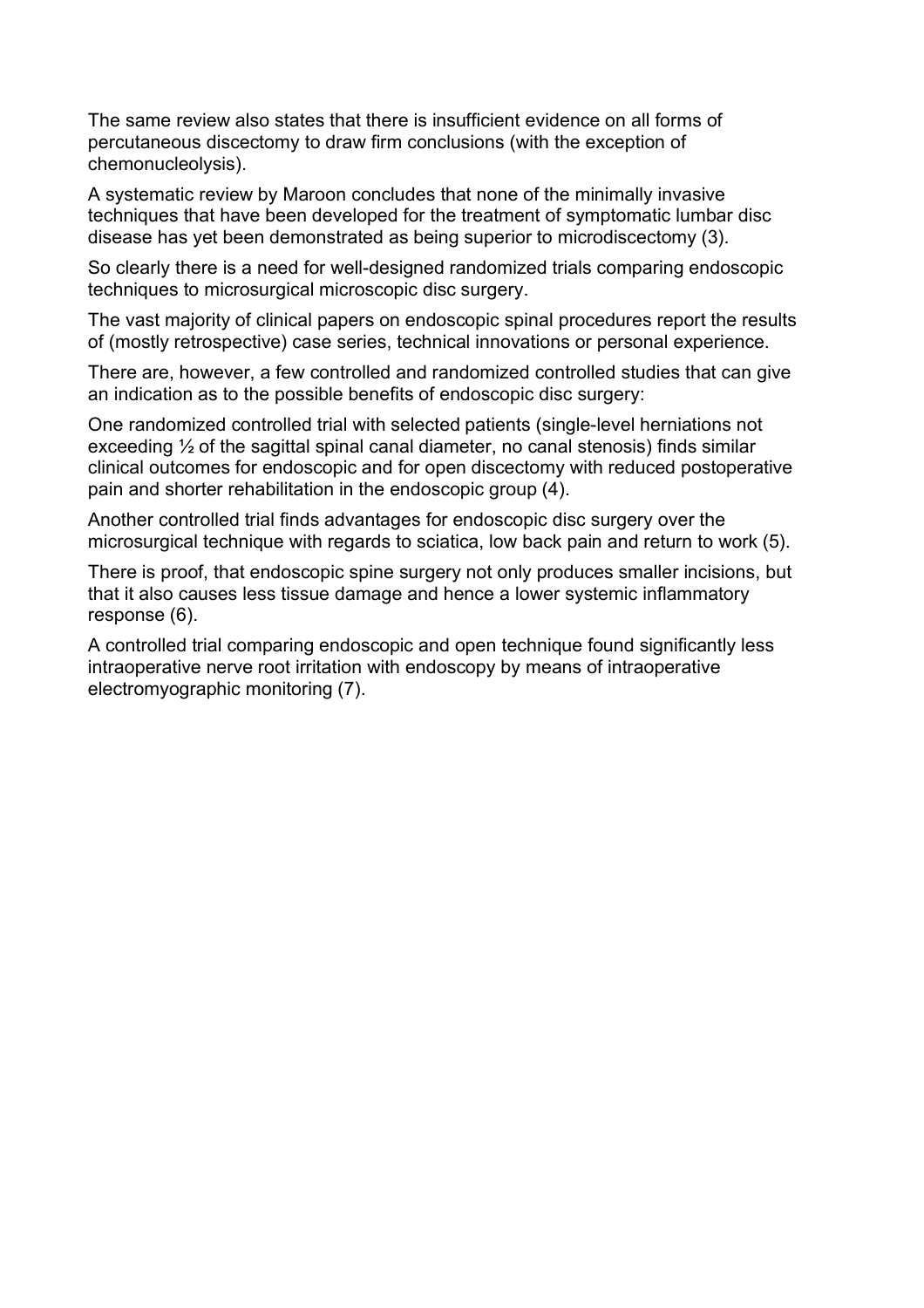The same review also states that there is insufficient evidence on all forms of percutaneous discectomy to draw firm conclusions (with the exception of chemonucleolysis).

A systematic review by Maroon concludes that none of the minimally invasive techniques that have been developed for the treatment of symptomatic lumbar disc disease has yet been demonstrated as being superior to microdiscectomy (3).

So clearly there is a need for well-designed randomized trials comparing endoscopic techniques to microsurgical microscopic disc surgery.

The vast majority of clinical papers on endoscopic spinal procedures report the results of (mostly retrospective) case series, technical innovations or personal experience.

There are, however, a few controlled and randomized controlled studies that can give an indication as to the possible benefits of endoscopic disc surgery:

One randomized controlled trial with selected patients (single-level herniations not exceeding ½ of the sagittal spinal canal diameter, no canal stenosis) finds similar clinical outcomes for endoscopic and for open discectomy with reduced postoperative pain and shorter rehabilitation in the endoscopic group (4).

Another controlled trial finds advantages for endoscopic disc surgery over the microsurgical technique with regards to sciatica, low back pain and return to work (5).

There is proof, that endoscopic spine surgery not only produces smaller incisions, but that it also causes less tissue damage and hence a lower systemic inflammatory response (6).

A controlled trial comparing endoscopic and open technique found significantly less intraoperative nerve root irritation with endoscopy by means of intraoperative electromyographic monitoring (7).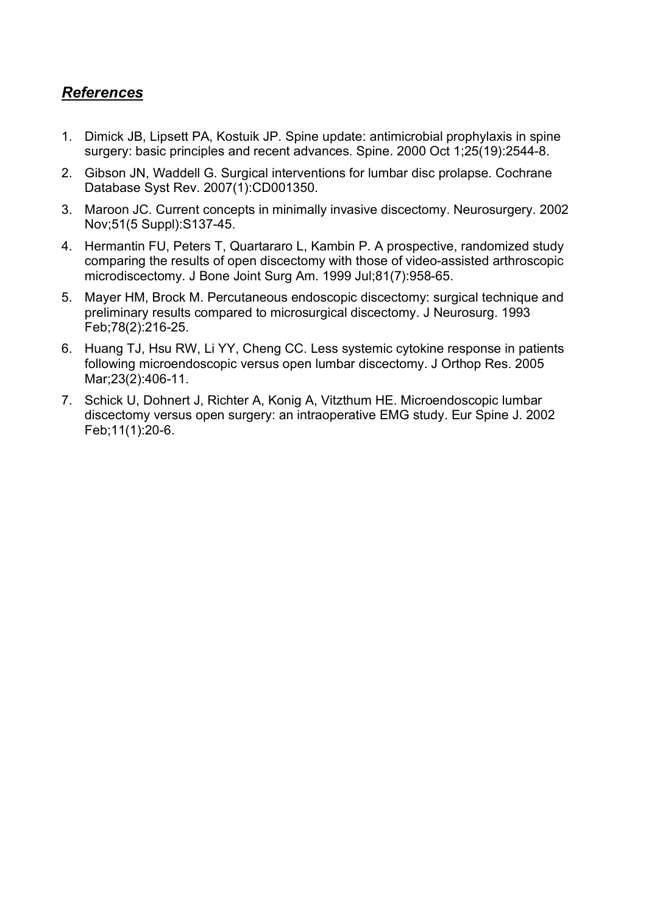## *References*

1. Dimick JB, Lipsett PA, Kostuik JP. Spine update: antimicrobial prophylaxis in spine surgery: basic principles and recent advances. Spine. 2000 Oct 1;25(19):2544-8.
2. Gibson JN, Waddell G. Surgical interventions for lumbar disc prolapse. Cochrane Database Syst Rev. 2007(1):CD001350.
3. Maroon JC. Current concepts in minimally invasive discectomy. Neurosurgery. 2002 Nov;51(5 Suppl):S137-45.
4. Hermantin FU, Peters T, Quartararo L, Kambin P. A prospective, randomized study comparing the results of open discectomy with those of video-assisted arthroscopic microdiscectomy. J Bone Joint Surg Am. 1999 Jul;81(7):958-65.
5. Mayer HM, Brock M. Percutaneous endoscopic discectomy: surgical technique and preliminary results compared to microsurgical discectomy. J Neurosurg. 1993 Feb;78(2):216-25.
6. Huang TJ, Hsu RW, Li YY, Cheng CC. Less systemic cytokine response in patients following microendoscopic versus open lumbar discectomy. J Orthop Res. 2005 Mar;23(2):406-11.
7. Schick U, Dohnert J, Richter A, Konig A, Vitzthum HE. Microendoscopic lumbar discectomy versus open surgery: an intraoperative EMG study. Eur Spine J. 2002 Feb;11(1):20-6.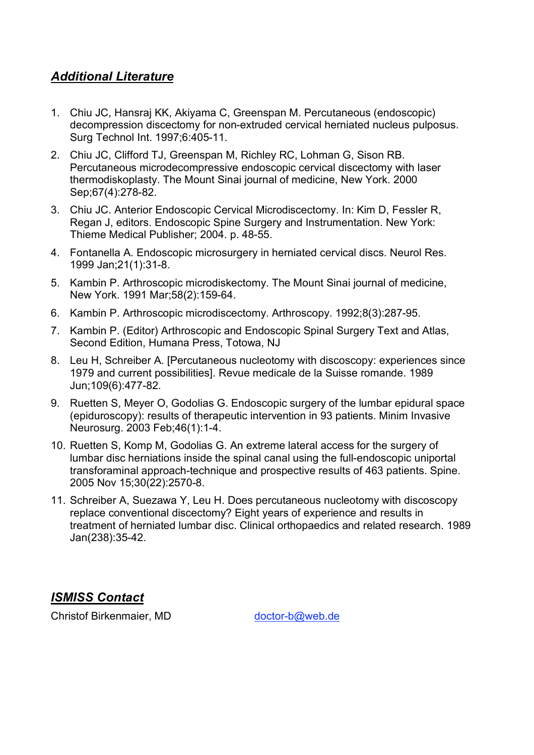## ***Additional Literature***

1. Chiu JC, Hansraj KK, Akiyama C, Greenspan M. Percutaneous (endoscopic) decompression discectomy for non-extruded cervical herniated nucleus pulposus. Surg Technol Int. 1997;6:405-11.
2. Chiu JC, Clifford TJ, Greenspan M, Richley RC, Lohman G, Sison RB. Percutaneous microdecompressive endoscopic cervical discectomy with laser thermodiskoplasty. The Mount Sinai journal of medicine, New York. 2000 Sep;67(4):278-82.
3. Chiu JC. Anterior Endoscopic Cervical Microdiscectomy. In: Kim D, Fessler R, Regan J, editors. Endoscopic Spine Surgery and Instrumentation. New York: Thieme Medical Publisher; 2004. p. 48-55.
4. Fontanella A. Endoscopic microsurgery in herniated cervical discs. Neurol Res. 1999 Jan;21(1):31-8.
5. Kambin P. Arthroscopic microdiskectomy. The Mount Sinai journal of medicine, New York. 1991 Mar;58(2):159-64.
6. Kambin P. Arthroscopic microdiscectomy. Arthroscopy. 1992;8(3):287-95.
7. Kambin P. (Editor) Arthroscopic and Endoscopic Spinal Surgery Text and Atlas, Second Edition, Humana Press, Totowa, NJ
8. Leu H, Schreiber A. [Percutaneous nucleotomy with discoscopy: experiences since 1979 and current possibilities]. Revue medicale de la Suisse romande. 1989 Jun;109(6):477-82.
9. Ruetten S, Meyer O, Godolias G. Endoscopic surgery of the lumbar epidural space (epiduroscopy): results of therapeutic intervention in 93 patients. Minim Invasive Neurosurg. 2003 Feb;46(1):1-4.
10. Ruetten S, Komp M, Godolias G. An extreme lateral access for the surgery of lumbar disc herniations inside the spinal canal using the full-endoscopic uniportal transforaminal approach-technique and prospective results of 463 patients. Spine. 2005 Nov 15;30(22):2570-8.
11. Schreiber A, Suezawa Y, Leu H. Does percutaneous nucleotomy with discoscopy replace conventional discectomy? Eight years of experience and results in treatment of herniated lumbar disc. Clinical orthopaedics and related research. 1989 Jan(238):35-42.

## ***ISMISS Contact***

Christof Birkenmaier, MD doctor-b@web.de